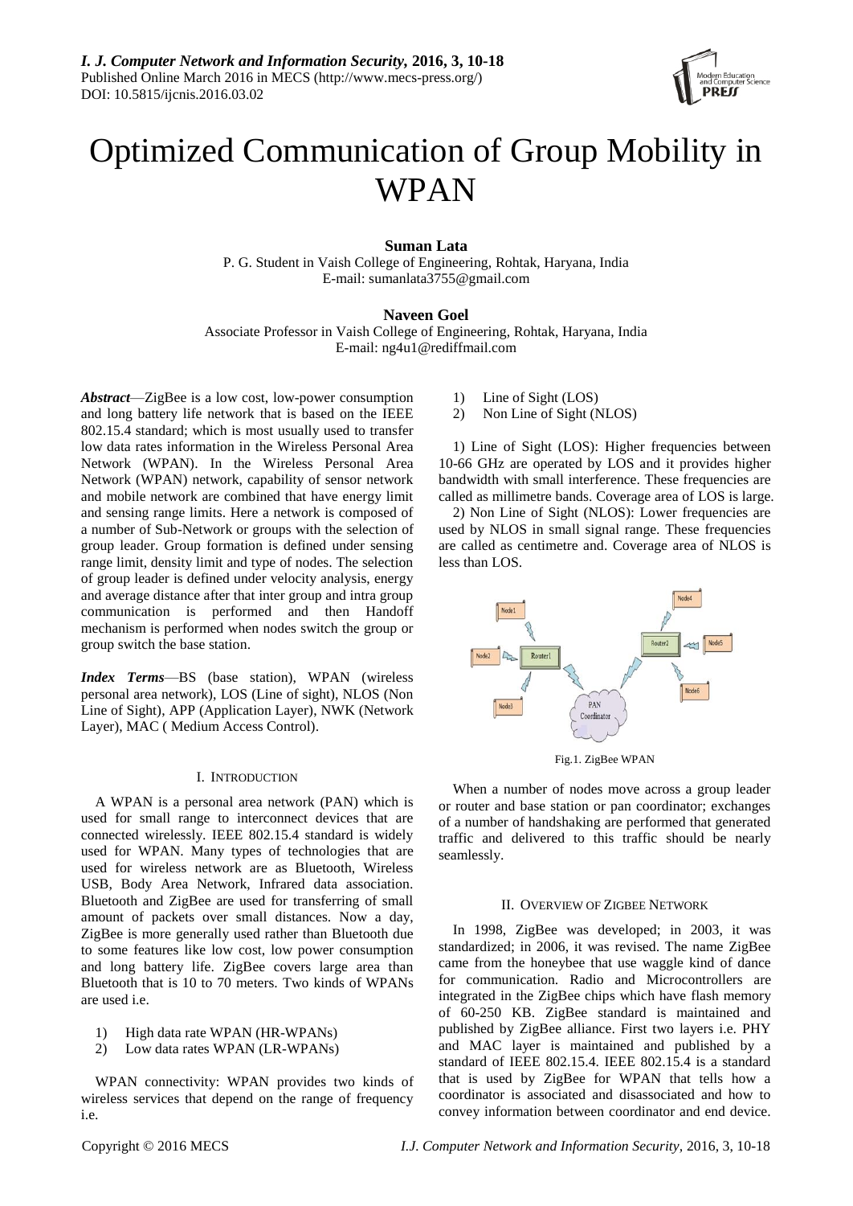# Optimized Communication of Group Mobility in WPAN

**Suman Lata**

P. G. Student in Vaish College of Engineering, Rohtak, Haryana, India

E-mail: sumanlata3755@gmail.com

**Naveen Goel**

Associate Professor in Vaish College of Engineering, Rohtak, Haryana, India

E-mail: ng4u1@rediffmail.com

***Abstract***—ZigBee is a low cost, low-power consumption and long battery life network that is based on the IEEE 802.15.4 standard; which is most usually used to transfer low data rates information in the Wireless Personal Area Network (WPAN). In the Wireless Personal Area Network (WPAN) network, capability of sensor network and mobile network are combined that have energy limit and sensing range limits. Here a network is composed of a number of Sub-Network or groups with the selection of group leader. Group formation is defined under sensing range limit, density limit and type of nodes. The selection of group leader is defined under velocity analysis, energy and average distance after that inter group and intra group communication is performed and then Handoff mechanism is performed when nodes switch the group or group switch the base station.

***Index Terms***—BS (base station), WPAN (wireless personal area network), LOS (Line of sight), NLOS (Non Line of Sight), APP (Application Layer), NWK (Network Layer), MAC ( Medium Access Control).

## I. Introduction

A WPAN is a personal area network (PAN) which is used for small range to interconnect devices that are connected wirelessly. IEEE 802.15.4 standard is widely used for WPAN. Many types of technologies that are used for wireless network are as Bluetooth, Wireless USB, Body Area Network, Infrared data association. Bluetooth and ZigBee are used for transferring of small amount of packets over small distances. Now a day, ZigBee is more generally used rather than Bluetooth due to some features like low cost, low power consumption and long battery life. ZigBee covers large area than Bluetooth that is 10 to 70 meters. Two kinds of WPANs are used i.e.

1) High data rate WPAN (HR-WPANs)
2) Low data rates WPAN (LR-WPANs)

WPAN connectivity: WPAN provides two kinds of wireless services that depend on the range of frequency i.e.

1) Line of Sight (LOS)
2) Non Line of Sight (NLOS)

1) Line of Sight (LOS): Higher frequencies between 10-66 GHz are operated by LOS and it provides higher bandwidth with small interference. These frequencies are called as millimetre bands. Coverage area of LOS is large.

2) Non Line of Sight (NLOS): Lower frequencies are used by NLOS in small signal range. These frequencies are called as centimetre and. Coverage area of NLOS is less than LOS.

Fig.1. ZigBee WPAN

When a number of nodes move across a group leader or router and base station or pan coordinator; exchanges of a number of handshaking are performed that generated traffic and delivered to this traffic should be nearly seamlessly.

## II. Overview of ZigBee Network

In 1998, ZigBee was developed; in 2003, it was standardized; in 2006, it was revised. The name ZigBee came from the honeybee that use waggle kind of dance for communication. Radio and Microcontrollers are integrated in the ZigBee chips which have flash memory of 60-250 KB. ZigBee standard is maintained and published by ZigBee alliance. First two layers i.e. PHY and MAC layer is maintained and published by a standard of IEEE 802.15.4. IEEE 802.15.4 is a standard that is used by ZigBee for WPAN that tells how a coordinator is associated and disassociated and how to convey information between coordinator and end device.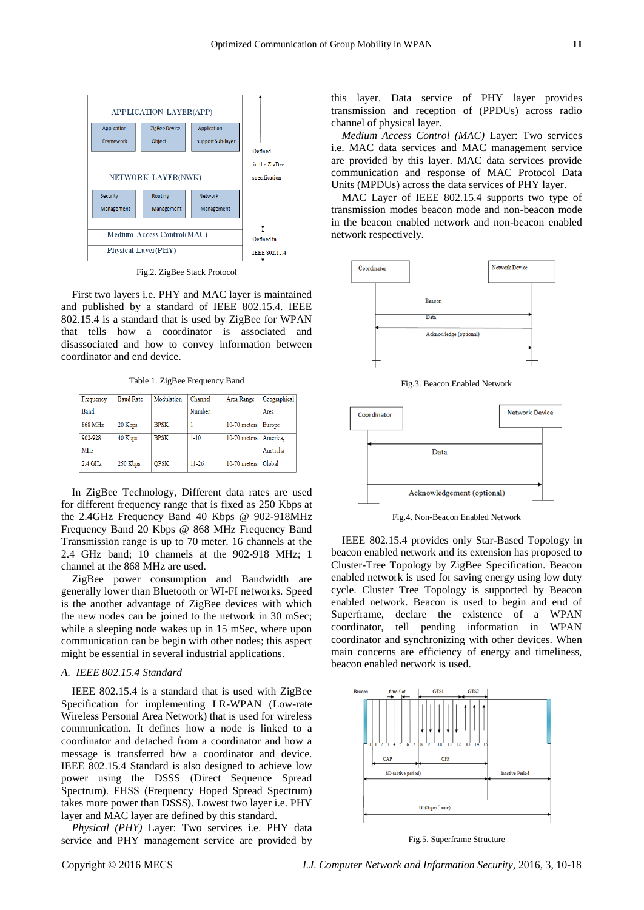Fig.2. ZigBee Stack Protocol

First two layers i.e. PHY and MAC layer is maintained and published by a standard of IEEE 802.15.4. IEEE 802.15.4 is a standard that is used by ZigBee for WPAN that tells how a coordinator is associated and disassociated and how to convey information between coordinator and end device.

Table 1. ZigBee Frequency Band

| Frequency Band | Baud Rate | Modulation | Channel Number | Area Range | Geographical Area |
|---|---|---|---|---|---|
| 868 MHz | 20 Kbps | BPSK | 1 | 10-70 meters | Europe |
| 902-928 MHz | 40 Kbps | BPSK | 1-10 | 10-70 meters | America, Australia |
| 2.4 GHz | 250 Kbps | QPSK | 11-26 | 10-70 meters | Global |

In ZigBee Technology, Different data rates are used for different frequency range that is fixed as 250 Kbps at the 2.4GHz Frequency Band 40 Kbps @ 902-918MHz Frequency Band 20 Kbps @ 868 MHz Frequency Band Transmission range is up to 70 meter. 16 channels at the 2.4 GHz band; 10 channels at the 902-918 MHz; 1 channel at the 868 MHz are used.

ZigBee power consumption and Bandwidth are generally lower than Bluetooth or WI-FI networks. Speed is the another advantage of ZigBee devices with which the new nodes can be joined to the network in 30 mSec; while a sleeping node wakes up in 15 mSec, where upon communication can be begin with other nodes; this aspect might be essential in several industrial applications.

### *A. IEEE 802.15.4 Standard*

IEEE 802.15.4 is a standard that is used with ZigBee Specification for implementing LR-WPAN (Low-rate Wireless Personal Area Network) that is used for wireless communication. It defines how a node is linked to a coordinator and detached from a coordinator and how a message is transferred b/w a coordinator and device. IEEE 802.15.4 Standard is also designed to achieve low power using the DSSS (Direct Sequence Spread Spectrum). FHSS (Frequency Hoped Spread Spectrum) takes more power than DSSS). Lowest two layer i.e. PHY layer and MAC layer are defined by this standard.

*Physical (PHY)* Layer: Two services i.e. PHY data service and PHY management service are provided by this layer. Data service of PHY layer provides transmission and reception of (PPDUs) across radio channel of physical layer.

*Medium Access Control (MAC)* Layer: Two services i.e. MAC data services and MAC management service are provided by this layer. MAC data services provide communication and response of MAC Protocol Data Units (MPDUs) across the data services of PHY layer.

MAC Layer of IEEE 802.15.4 supports two type of transmission modes beacon mode and non-beacon mode in the beacon enabled network and non-beacon enabled network respectively.

Fig.3. Beacon Enabled Network

Fig.4. Non-Beacon Enabled Network

IEEE 802.15.4 provides only Star-Based Topology in beacon enabled network and its extension has proposed to Cluster-Tree Topology by ZigBee Specification. Beacon enabled network is used for saving energy using low duty cycle. Cluster Tree Topology is supported by Beacon enabled network. Beacon is used to begin and end of Superframe, declare the existence of a WPAN coordinator, tell pending information in WPAN coordinator and synchronizing with other devices. When main concerns are efficiency of energy and timeliness, beacon enabled network is used.

Fig.5. Superframe Structure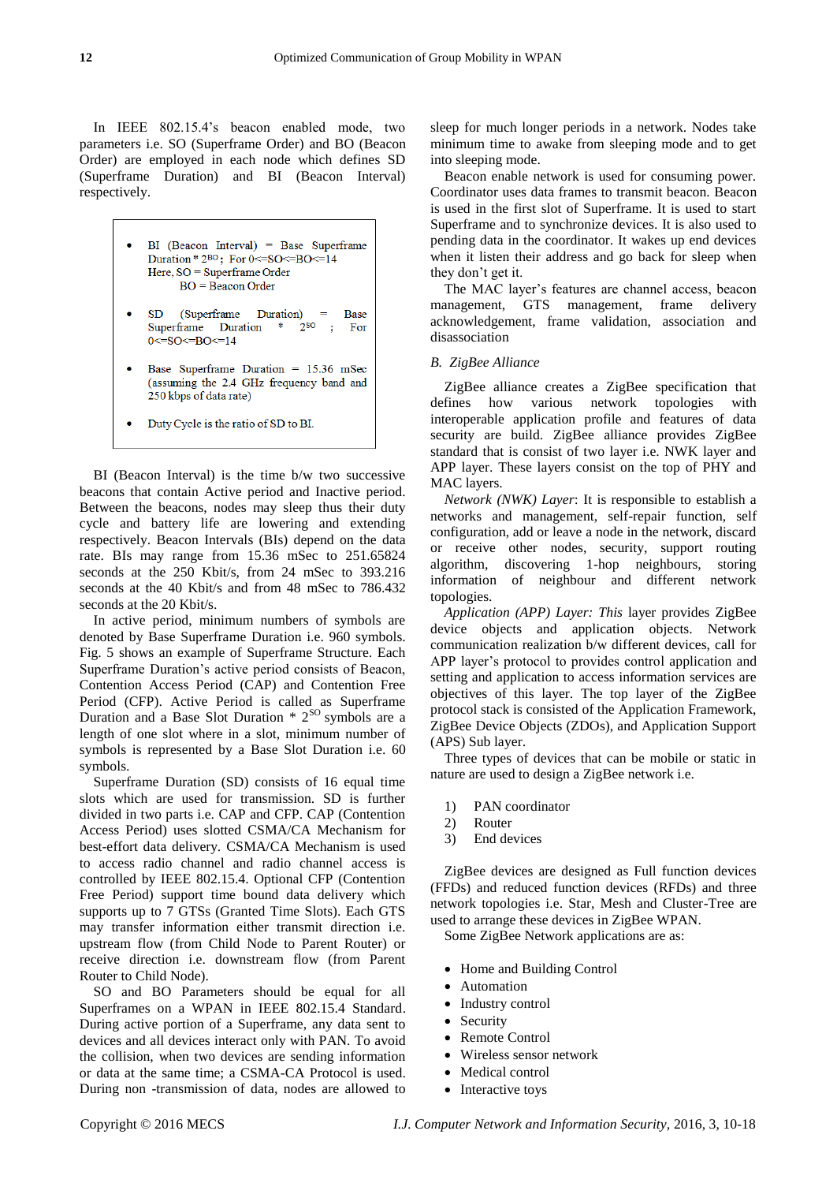In IEEE 802.15.4's beacon enabled mode, two parameters i.e. SO (Superframe Order) and BO (Beacon Order) are employed in each node which defines SD (Superframe Duration) and BI (Beacon Interval) respectively.

- BI (Beacon Interval) = Base Superframe Duration * $2^{BO}$ ; For 0<=SO<=BO<=14
  Here, SO = Superframe Order
  BO = Beacon Order
- SD (Superframe Duration) = Base Superframe Duration * $2^{SO}$ ; For 0<=SO<=BO<=14
- Base Superframe Duration = 15.36 mSec (assuming the 2.4 GHz frequency band and 250 kbps of data rate)
- Duty Cycle is the ratio of SD to BI.

BI (Beacon Interval) is the time b/w two successive beacons that contain Active period and Inactive period. Between the beacons, nodes may sleep thus their duty cycle and battery life are lowering and extending respectively. Beacon Intervals (BIs) depend on the data rate. BIs may range from 15.36 mSec to 251.65824 seconds at the 250 Kbit/s, from 24 mSec to 393.216 seconds at the 40 Kbit/s and from 48 mSec to 786.432 seconds at the 20 Kbit/s.

In active period, minimum numbers of symbols are denoted by Base Superframe Duration i.e. 960 symbols. Fig. 5 shows an example of Superframe Structure. Each Superframe Duration's active period consists of Beacon, Contention Access Period (CAP) and Contention Free Period (CFP). Active Period is called as Superframe Duration and a Base Slot Duration * $2^{SO}$ symbols are a length of one slot where in a slot, minimum number of symbols is represented by a Base Slot Duration i.e. 60 symbols.

Superframe Duration (SD) consists of 16 equal time slots which are used for transmission. SD is further divided in two parts i.e. CAP and CFP. CAP (Contention Access Period) uses slotted CSMA/CA Mechanism for best-effort data delivery. CSMA/CA Mechanism is used to access radio channel and radio channel access is controlled by IEEE 802.15.4. Optional CFP (Contention Free Period) support time bound data delivery which supports up to 7 GTSs (Granted Time Slots). Each GTS may transfer information either transmit direction i.e. upstream flow (from Child Node to Parent Router) or receive direction i.e. downstream flow (from Parent Router to Child Node).

SO and BO Parameters should be equal for all Superframes on a WPAN in IEEE 802.15.4 Standard. During active portion of a Superframe, any data sent to devices and all devices interact only with PAN. To avoid the collision, when two devices are sending information or data at the same time; a CSMA-CA Protocol is used. During non -transmission of data, nodes are allowed to sleep for much longer periods in a network. Nodes take minimum time to awake from sleeping mode and to get into sleeping mode.

Beacon enable network is used for consuming power. Coordinator uses data frames to transmit beacon. Beacon is used in the first slot of Superframe. It is used to start Superframe and to synchronize devices. It is also used to pending data in the coordinator. It wakes up end devices when it listen their address and go back for sleep when they don't get it.

The MAC layer's features are channel access, beacon management, GTS management, frame delivery acknowledgement, frame validation, association and disassociation

### *B. ZigBee Alliance*

ZigBee alliance creates a ZigBee specification that defines how various network topologies with interoperable application profile and features of data security are build. ZigBee alliance provides ZigBee standard that is consist of two layer i.e. NWK layer and APP layer. These layers consist on the top of PHY and MAC layers.

*Network (NWK) Layer*: It is responsible to establish a networks and management, self-repair function, self configuration, add or leave a node in the network, discard or receive other nodes, security, support routing algorithm, discovering 1-hop neighbours, storing information of neighbour and different network topologies.

*Application (APP) Layer: This* layer provides ZigBee device objects and application objects. Network communication realization b/w different devices, call for APP layer's protocol to provides control application and setting and application to access information services are objectives of this layer. The top layer of the ZigBee protocol stack is consisted of the Application Framework, ZigBee Device Objects (ZDOs), and Application Support (APS) Sub layer.

Three types of devices that can be mobile or static in nature are used to design a ZigBee network i.e.

1) PAN coordinator
2) Router
3) End devices

ZigBee devices are designed as Full function devices (FFDs) and reduced function devices (RFDs) and three network topologies i.e. Star, Mesh and Cluster-Tree are used to arrange these devices in ZigBee WPAN.

Some ZigBee Network applications are as:

- Home and Building Control
- Automation
- Industry control
- Security
- Remote Control
- Wireless sensor network
- Medical control
- Interactive toys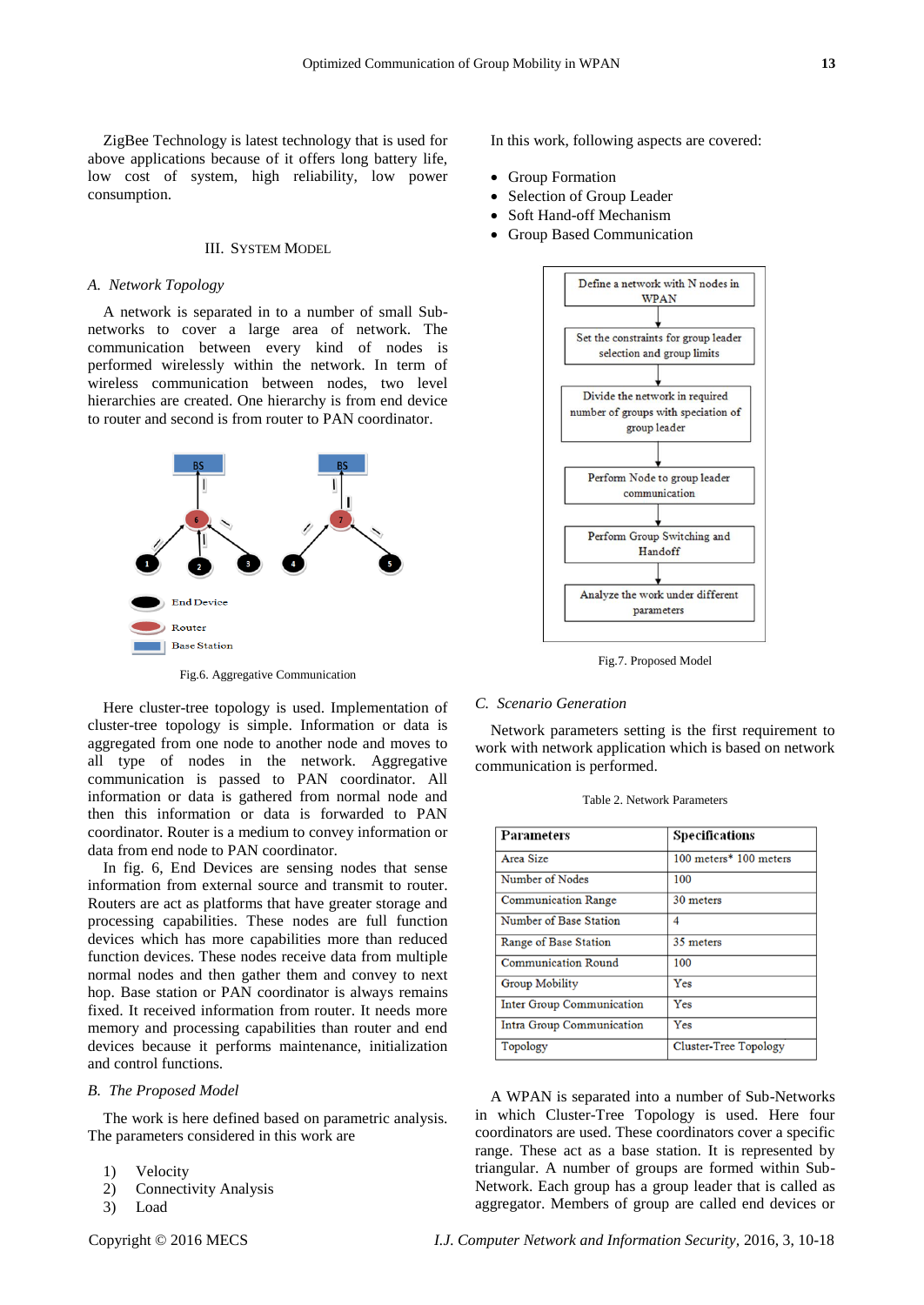ZigBee Technology is latest technology that is used for above applications because of it offers long battery life, low cost of system, high reliability, low power consumption.

## III. System Model

### A. Network Topology

A network is separated in to a number of small Sub-networks to cover a large area of network. The communication between every kind of nodes is performed wirelessly within the network. In term of wireless communication between nodes, two level hierarchies are created. One hierarchy is from end device to router and second is from router to PAN coordinator.

Fig.6. Aggregative Communication

Here cluster-tree topology is used. Implementation of cluster-tree topology is simple. Information or data is aggregated from one node to another node and moves to all type of nodes in the network. Aggregative communication is passed to PAN coordinator. All information or data is gathered from normal node and then this information or data is forwarded to PAN coordinator. Router is a medium to convey information or data from end node to PAN coordinator.

In fig. 6, End Devices are sensing nodes that sense information from external source and transmit to router. Routers are act as platforms that have greater storage and processing capabilities. These nodes are full function devices which has more capabilities more than reduced function devices. These nodes receive data from multiple normal nodes and then gather them and convey to next hop. Base station or PAN coordinator is always remains fixed. It received information from router. It needs more memory and processing capabilities than router and end devices because it performs maintenance, initialization and control functions.

### B. The Proposed Model

The work is here defined based on parametric analysis. The parameters considered in this work are

1) Velocity
2) Connectivity Analysis
3) Load

In this work, following aspects are covered:

- Group Formation
- Selection of Group Leader
- Soft Hand-off Mechanism
- Group Based Communication

Fig.7. Proposed Model

### C. Scenario Generation

Network parameters setting is the first requirement to work with network application which is based on network communication is performed.

Table 2. Network Parameters

| Parameters | Specifications |
|---|---|
| Area Size | 100 meters* 100 meters |
| Number of Nodes | 100 |
| Communication Range | 30 meters |
| Number of Base Station | 4 |
| Range of Base Station | 35 meters |
| Communication Round | 100 |
| Group Mobility | Yes |
| Inter Group Communication | Yes |
| Intra Group Communication | Yes |
| Topology | Cluster-Tree Topology |

A WPAN is separated into a number of Sub-Networks in which Cluster-Tree Topology is used. Here four coordinators are used. These coordinators cover a specific range. These act as a base station. It is represented by triangular. A number of groups are formed within Sub-Network. Each group has a group leader that is called as aggregator. Members of group are called end devices or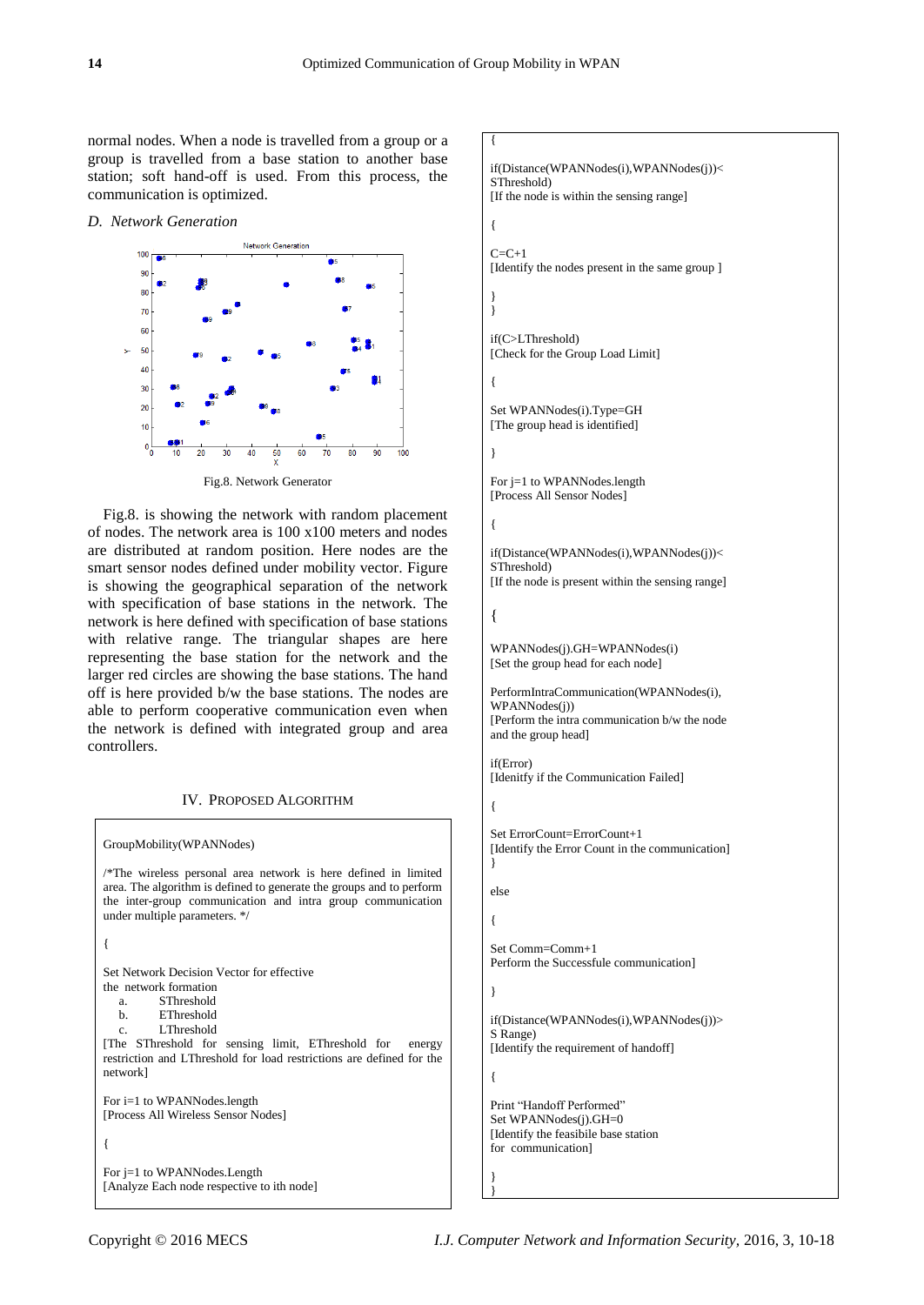normal nodes. When a node is travelled from a group or a group is travelled from a base station to another base station; soft hand-off is used. From this process, the communication is optimized.

### *D. Network Generation*

Fig.8. Network Generator

Fig.8. is showing the network with random placement of nodes. The network area is 100 x100 meters and nodes are distributed at random position. Here nodes are the smart sensor nodes defined under mobility vector. Figure is showing the geographical separation of the network with specification of base stations in the network. The network is here defined with specification of base stations with relative range. The triangular shapes are here representing the base station for the network and the larger red circles are showing the base stations. The hand off is here provided b/w the base stations. The nodes are able to perform cooperative communication even when the network is defined with integrated group and area controllers.

## IV. Proposed Algorithm

```
GroupMobility(WPANNodes)

/*The wireless personal area network is here defined in limited
area. The algorithm is defined to generate the groups and to perform
the inter-group communication and intra group communication
under multiple parameters. */

{

Set Network Decision Vector for effective
the network formation
    a.  SThreshold
    b.  EThreshold
    c.  LThreshold
[The SThreshold for sensing limit, EThreshold for energy
restriction and LThreshold for load restrictions are defined for the
network]

For i=1 to WPANNodes.length
[Process All Wireless Sensor Nodes]

{

For j=1 to WPANNodes.Length
[Analyze Each node respective to ith node]

{

if(Distance(WPANNodes(i),WPANNodes(j))<
SThreshold)
[If the node is within the sensing range]

{

C=C+1
[Identify the nodes present in the same group ]

}
}

if(C>LThreshold)
[Check for the Group Load Limit]

{

Set WPANNodes(i).Type=GH
[The group head is identified]

}

For j=1 to WPANNodes.length
[Process All Sensor Nodes]

{

if(Distance(WPANNodes(i),WPANNodes(j))<
SThreshold)
[If the node is present within the sensing range]

{

WPANNodes(j).GH=WPANNodes(i)
[Set the group head for each node]

PerformIntraCommunication(WPANNodes(i),
WPANNodes(j))
[Perform the intra communication b/w the node
and the group head]

if(Error)
[Idenify if the Communication Failed]

{

Set ErrorCount=ErrorCount+1
[Identify the Error Count in the communication]
}

else

{

Set Comm=Comm+1
Perform the Successfule communication]

}

if(Distance(WPANNodes(i),WPANNodes(j))>
S Range)
[Identify the requirement of handoff]

{

Print "Handoff Performed"
Set WPANNodes(j).GH=0
[Identify the feasibile base station
for communication]

}
}
```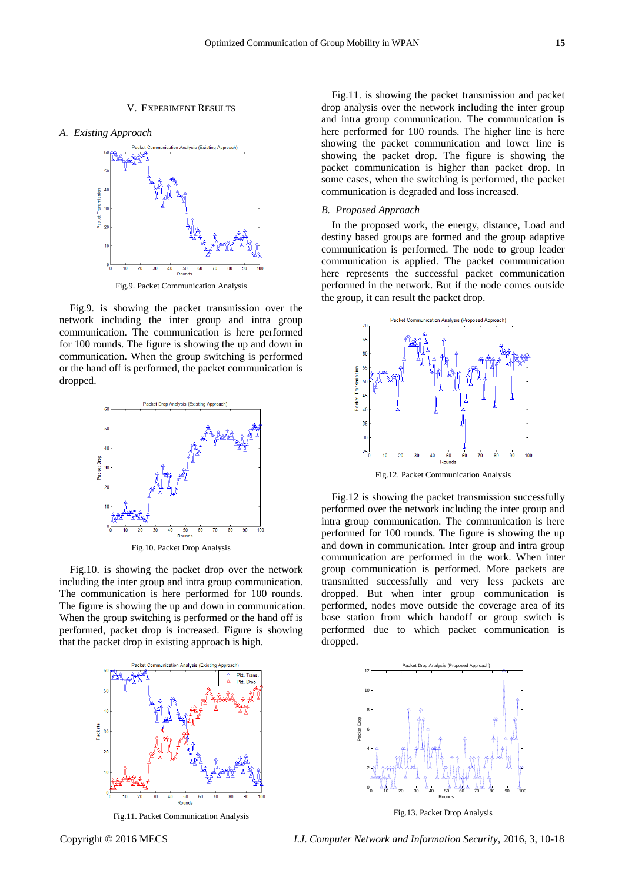## V. Experiment Results

### *A. Existing Approach*

Fig.9. Packet Communication Analysis

Fig.9. is showing the packet transmission over the network including the inter group and intra group communication. The communication is here performed for 100 rounds. The figure is showing the up and down in communication. When the group switching is performed or the hand off is performed, the packet communication is dropped.

Fig.10. Packet Drop Analysis

Fig.10. is showing the packet drop over the network including the inter group and intra group communication. The communication is here performed for 100 rounds. The figure is showing the up and down in communication. When the group switching is performed or the hand off is performed, packet drop is increased. Figure is showing that the packet drop in existing approach is high.

Fig.11. Packet Communication Analysis

Fig.11. is showing the packet transmission and packet drop analysis over the network including the inter group and intra group communication. The communication is here performed for 100 rounds. The higher line is here showing the packet communication and lower line is showing the packet drop. The figure is showing the packet communication is higher than packet drop. In some cases, when the switching is performed, the packet communication is degraded and loss increased.

### *B. Proposed Approach*

In the proposed work, the energy, distance, Load and destiny based groups are formed and the group adaptive communication is performed. The node to group leader communication is applied. The packet communication here represents the successful packet communication performed in the network. But if the node comes outside the group, it can result the packet drop.

Fig.12. Packet Communication Analysis

Fig.12 is showing the packet transmission successfully performed over the network including the inter group and intra group communication. The communication is here performed for 100 rounds. The figure is showing the up and down in communication. Inter group and intra group communication are performed in the work. When inter group communication is performed. More packets are transmitted successfully and very less packets are dropped. But when inter group communication is performed, nodes move outside the coverage area of its base station from which handoff or group switch is performed due to which packet communication is dropped.

Fig.13. Packet Drop Analysis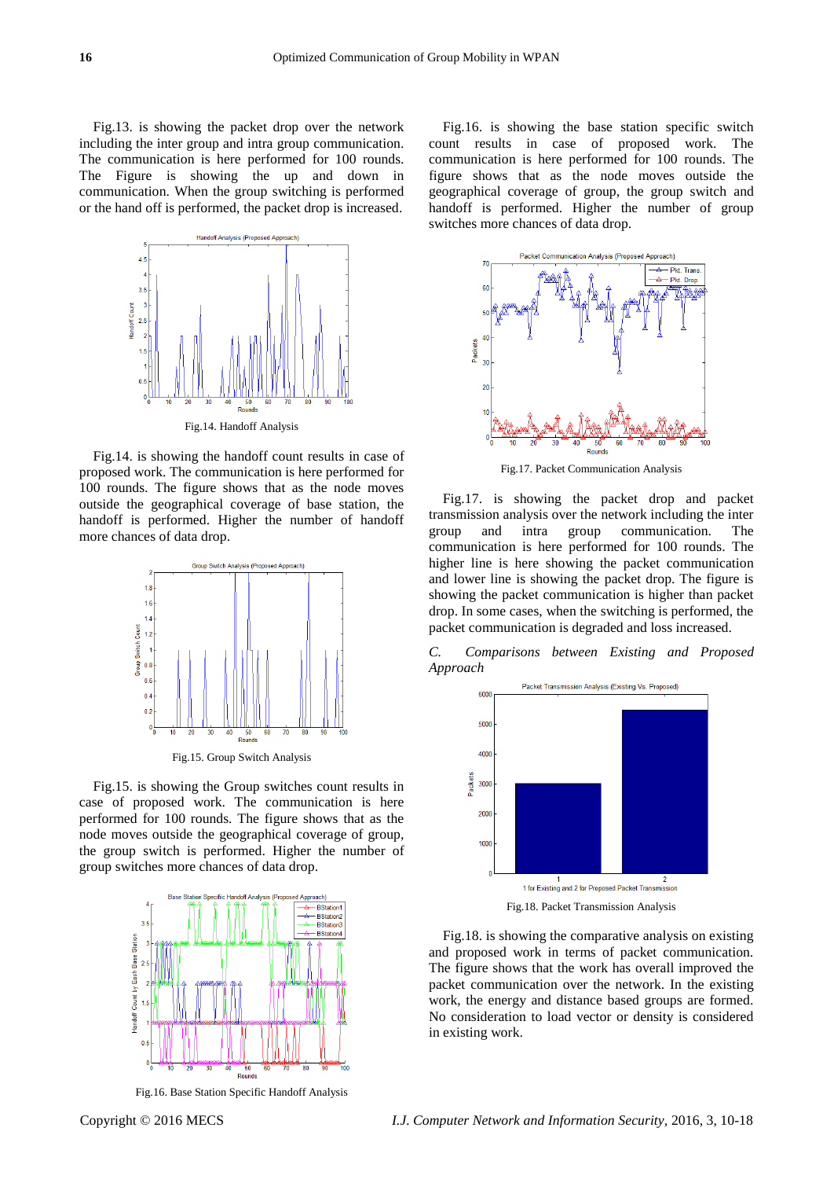Fig.13. is showing the packet drop over the network including the inter group and intra group communication. The communication is here performed for 100 rounds. The Figure is showing the up and down in communication. When the group switching is performed or the hand off is performed, the packet drop is increased.

Fig.14. Handoff Analysis

Fig.14. is showing the handoff count results in case of proposed work. The communication is here performed for 100 rounds. The figure shows that as the node moves outside the geographical coverage of base station, the handoff is performed. Higher the number of handoff more chances of data drop.

Fig.15. Group Switch Analysis

Fig.15. is showing the Group switches count results in case of proposed work. The communication is here performed for 100 rounds. The figure shows that as the node moves outside the geographical coverage of group, the group switch is performed. Higher the number of group switches more chances of data drop.

Fig.16. Base Station Specific Handoff Analysis

Fig.16. is showing the base station specific switch count results in case of proposed work. The communication is here performed for 100 rounds. The figure shows that as the node moves outside the geographical coverage of group, the group switch and handoff is performed. Higher the number of group switches more chances of data drop.

Fig.17. Packet Communication Analysis

Fig.17. is showing the packet drop and packet transmission analysis over the network including the inter group and intra group communication. The communication is here performed for 100 rounds. The higher line is here showing the packet communication and lower line is showing the packet drop. The figure is showing the packet communication is higher than packet drop. In some cases, when the switching is performed, the packet communication is degraded and loss increased.

### *C. Comparisons between Existing and Proposed Approach*

Fig.18. Packet Transmission Analysis

Fig.18. is showing the comparative analysis on existing and proposed work in terms of packet communication. The figure shows that the work has overall improved the packet communication over the network. In the existing work, the energy and distance based groups are formed. No consideration to load vector or density is considered in existing work.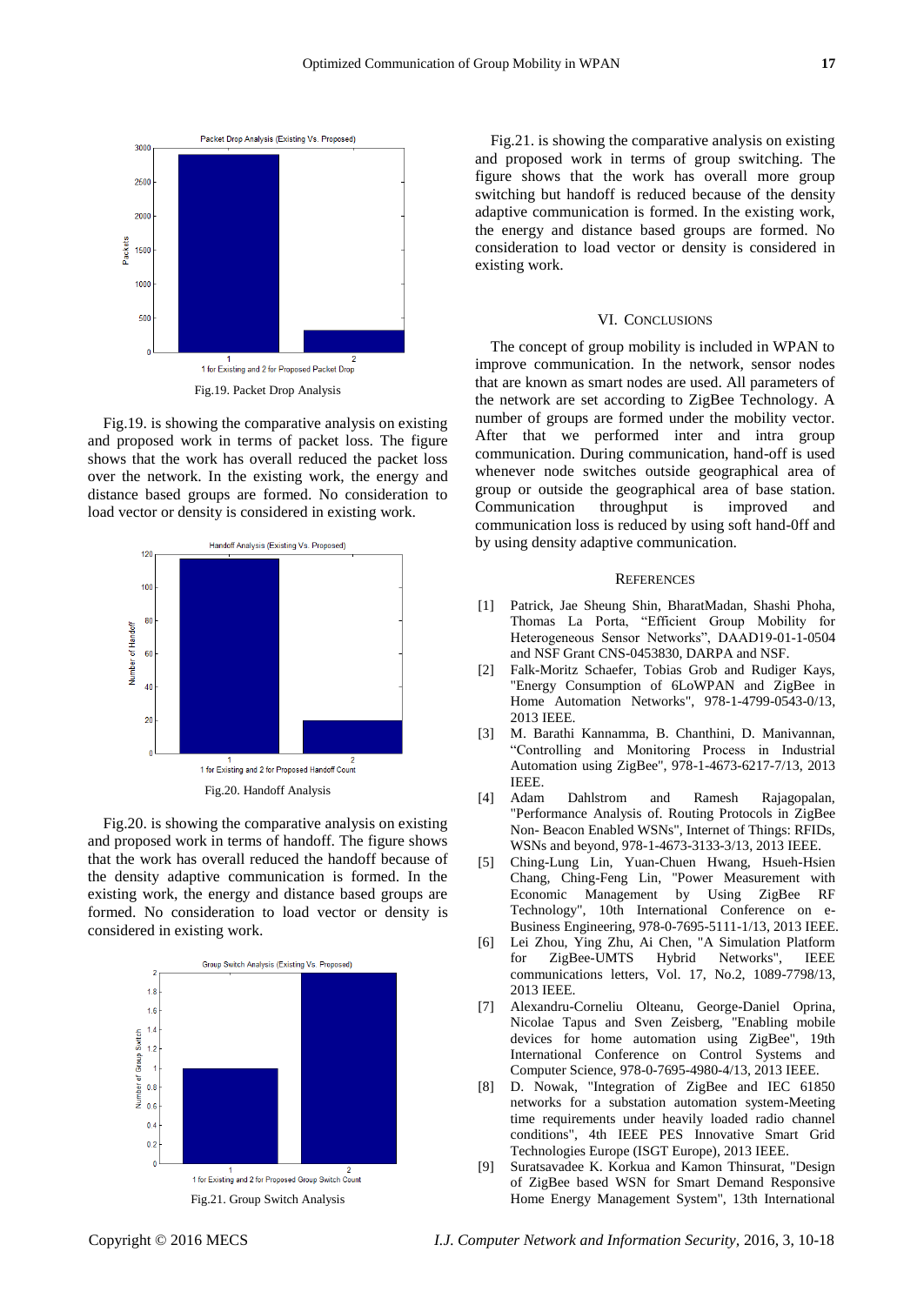Fig.19. Packet Drop Analysis

Fig.19. is showing the comparative analysis on existing and proposed work in terms of packet loss. The figure shows that the work has overall reduced the packet loss over the network. In the existing work, the energy and distance based groups are formed. No consideration to load vector or density is considered in existing work.

Fig.20. Handoff Analysis

Fig.20. is showing the comparative analysis on existing and proposed work in terms of handoff. The figure shows that the work has overall reduced the handoff because of the density adaptive communication is formed. In the existing work, the energy and distance based groups are formed. No consideration to load vector or density is considered in existing work.

Fig.21. Group Switch Analysis

Fig.21. is showing the comparative analysis on existing and proposed work in terms of group switching. The figure shows that the work has overall more group switching but handoff is reduced because of the density adaptive communication is formed. In the existing work, the energy and distance based groups are formed. No consideration to load vector or density is considered in existing work.

## VI. Conclusions

The concept of group mobility is included in WPAN to improve communication. In the network, sensor nodes that are known as smart nodes are used. All parameters of the network are set according to ZigBee Technology. A number of groups are formed under the mobility vector. After that we performed inter and intra group communication. During communication, hand-off is used whenever node switches outside geographical area of group or outside the geographical area of base station. Communication throughput is improved and communication loss is reduced by using soft hand-0ff and by using density adaptive communication.

## References

[1] Patrick, Jae Sheung Shin, BharatMadan, Shashi Phoha, Thomas La Porta, "Efficient Group Mobility for Heterogeneous Sensor Networks", DAAD19-01-1-0504 and NSF Grant CNS-0453830, DARPA and NSF.

[2] Falk-Moritz Schaefer, Tobias Grob and Rudiger Kays, "Energy Consumption of 6LoWPAN and ZigBee in Home Automation Networks", 978-1-4799-0543-0/13, 2013 IEEE.

[3] M. Barathi Kannamma, B. Chanthini, D. Manivannan, "Controlling and Monitoring Process in Industrial Automation using ZigBee", 978-1-4673-6217-7/13, 2013 IEEE.

[4] Adam Dahlstrom and Ramesh Rajagopalan, "Performance Analysis of. Routing Protocols in ZigBee Non- Beacon Enabled WSNs", Internet of Things: RFIDs, WSNs and beyond, 978-1-4673-3133-3/13, 2013 IEEE.

[5] Ching-Lung Lin, Yuan-Chuen Hwang, Hsueh-Hsien Chang, Ching-Feng Lin, "Power Measurement with Economic Management by Using ZigBee RF Technology", 10th International Conference on e-Business Engineering, 978-0-7695-5111-1/13, 2013 IEEE.

[6] Lei Zhou, Ying Zhu, Ai Chen, "A Simulation Platform for ZigBee-UMTS Hybrid Networks", IEEE communications letters, Vol. 17, No.2, 1089-7798/13, 2013 IEEE.

[7] Alexandru-Corneliu Olteanu, George-Daniel Oprina, Nicolae Tapus and Sven Zeisberg, "Enabling mobile devices for home automation using ZigBee", 19th International Conference on Control Systems and Computer Science, 978-0-7695-4980-4/13, 2013 IEEE.

[8] D. Nowak, "Integration of ZigBee and IEC 61850 networks for a substation automation system-Meeting time requirements under heavily loaded radio channel conditions", 4th IEEE PES Innovative Smart Grid Technologies Europe (ISGT Europe), 2013 IEEE.

[9] Suratsavadee K. Korkua and Kamon Thinsurat, "Design of ZigBee based WSN for Smart Demand Responsive Home Energy Management System", 13th International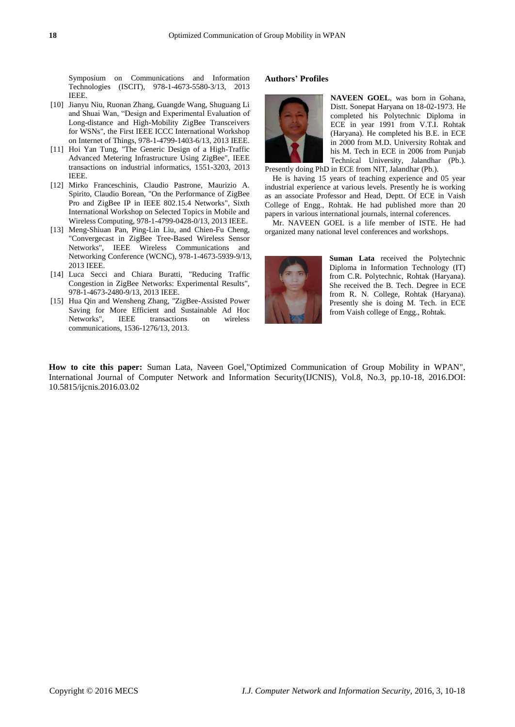Symposium on Communications and Information Technologies (ISCIT), 978-1-4673-5580-3/13, 2013 IEEE.

[10] Jianyu Niu, Ruonan Zhang, Guangde Wang, Shuguang Li and Shuai Wan, “Design and Experimental Evaluation of Long-distance and High-Mobility ZigBee Transceivers for WSNs", the First IEEE ICCC International Workshop on Internet of Things, 978-1-4799-1403-6/13, 2013 IEEE.

[11] Hoi Yan Tung, "The Generic Design of a High-Traffic Advanced Metering Infrastructure Using ZigBee", IEEE transactions on industrial informatics, 1551-3203, 2013 IEEE.

[12] Mirko Franceschinis, Claudio Pastrone, Maurizio A. Spirito, Claudio Borean, "On the Performance of ZigBee Pro and ZigBee IP in IEEE 802.15.4 Networks", Sixth International Workshop on Selected Topics in Mobile and Wireless Computing, 978-1-4799-0428-0/13, 2013 IEEE.

[13] Meng-Shiuan Pan, Ping-Lin Liu, and Chien-Fu Cheng, "Convergecast in ZigBee Tree-Based Wireless Sensor Networks", IEEE Wireless Communications and Networking Conference (WCNC), 978-1-4673-5939-9/13, 2013 IEEE.

[14] Luca Secci and Chiara Buratti, "Reducing Traffic Congestion in ZigBee Networks: Experimental Results", 978-1-4673-2480-9/13, 2013 IEEE.

[15] Hua Qin and Wensheng Zhang, "ZigBee-Assisted Power Saving for More Efficient and Sustainable Ad Hoc Networks", IEEE transactions on wireless communications, 1536-1276/13, 2013.

## Authors' Profiles

**NAVEEN GOEL**, was born in Gohana, Distt. Sonepat Haryana on 18-02-1973. He completed his Polytechnic Diploma in ECE in year 1991 from V.T.I. Rohtak (Haryana). He completed his B.E. in ECE in 2000 from M.D. University Rohtak and his M. Tech in ECE in 2006 from Punjab Technical University, Jalandhar (Pb.). Presently doing PhD in ECE from NIT, Jalandhar (Pb.).

He is having 15 years of teaching experience and 05 year industrial experience at various levels. Presently he is working as an associate Professor and Head, Deptt. Of ECE in Vaish College of Engg., Rohtak. He had published more than 20 papers in various international journals, internal coferences.

Mr. NAVEEN GOEL is a life member of ISTE. He had organized many national level conferences and workshops.

**Suman Lata** received the Polytechnic Diploma in Information Technology (IT) from C.R. Polytechnic, Rohtak (Haryana). She received the B. Tech. Degree in ECE from R. N. College, Rohtak (Haryana). Presently she is doing M. Tech. in ECE from Vaish college of Engg., Rohtak.

**How to cite this paper:** Suman Lata, Naveen Goel,"Optimized Communication of Group Mobility in WPAN", International Journal of Computer Network and Information Security(IJCNIS), Vol.8, No.3, pp.10-18, 2016.DOI: 10.5815/ijcnis.2016.03.02